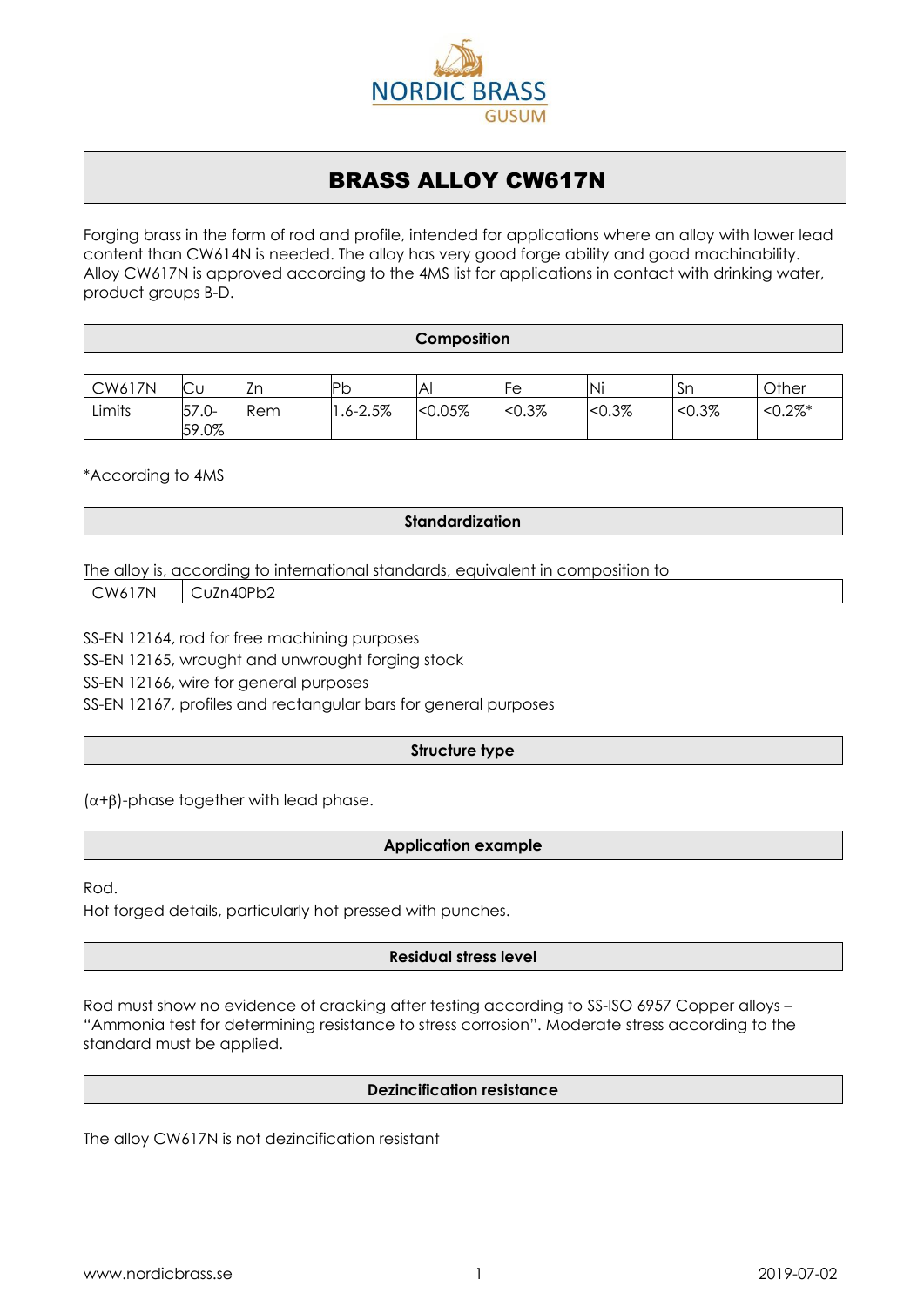NORDIC BRASS
GUSUM

# BRASS ALLOY CW617N

Forging brass in the form of rod and profile, intended for applications where an alloy with lower lead content than CW614N is needed. The alloy has very good forge ability and good machinability. Alloy CW617N is approved according to the 4MS list for applications in contact with drinking water, product groups B-D.

## Composition

| CW617N | Cu | Zn | Pb | Al | Fe | Ni | Sn | Other |
|---|---|---|---|---|---|---|---|---|
| Limits | 57.0-59.0% | Rem | 1.6-2.5% | <0.05% | <0.3% | <0.3% | <0.3% | <0.2%* |

*According to 4MS

## Standardization

The alloy is, according to international standards, equivalent in composition to

| CW617N | CuZn40Pb2 |
|---|---|

SS-EN 12164, rod for free machining purposes
SS-EN 12165, wrought and unwrought forging stock
SS-EN 12166, wire for general purposes
SS-EN 12167, profiles and rectangular bars for general purposes

## Structure type

($\alpha$+$\beta$)-phase together with lead phase.

## Application example

Rod.
Hot forged details, particularly hot pressed with punches.

## Residual stress level

Rod must show no evidence of cracking after testing according to SS-ISO 6957 Copper alloys – "Ammonia test for determining resistance to stress corrosion". Moderate stress according to the standard must be applied.

## Dezincification resistance

The alloy CW617N is not dezincification resistant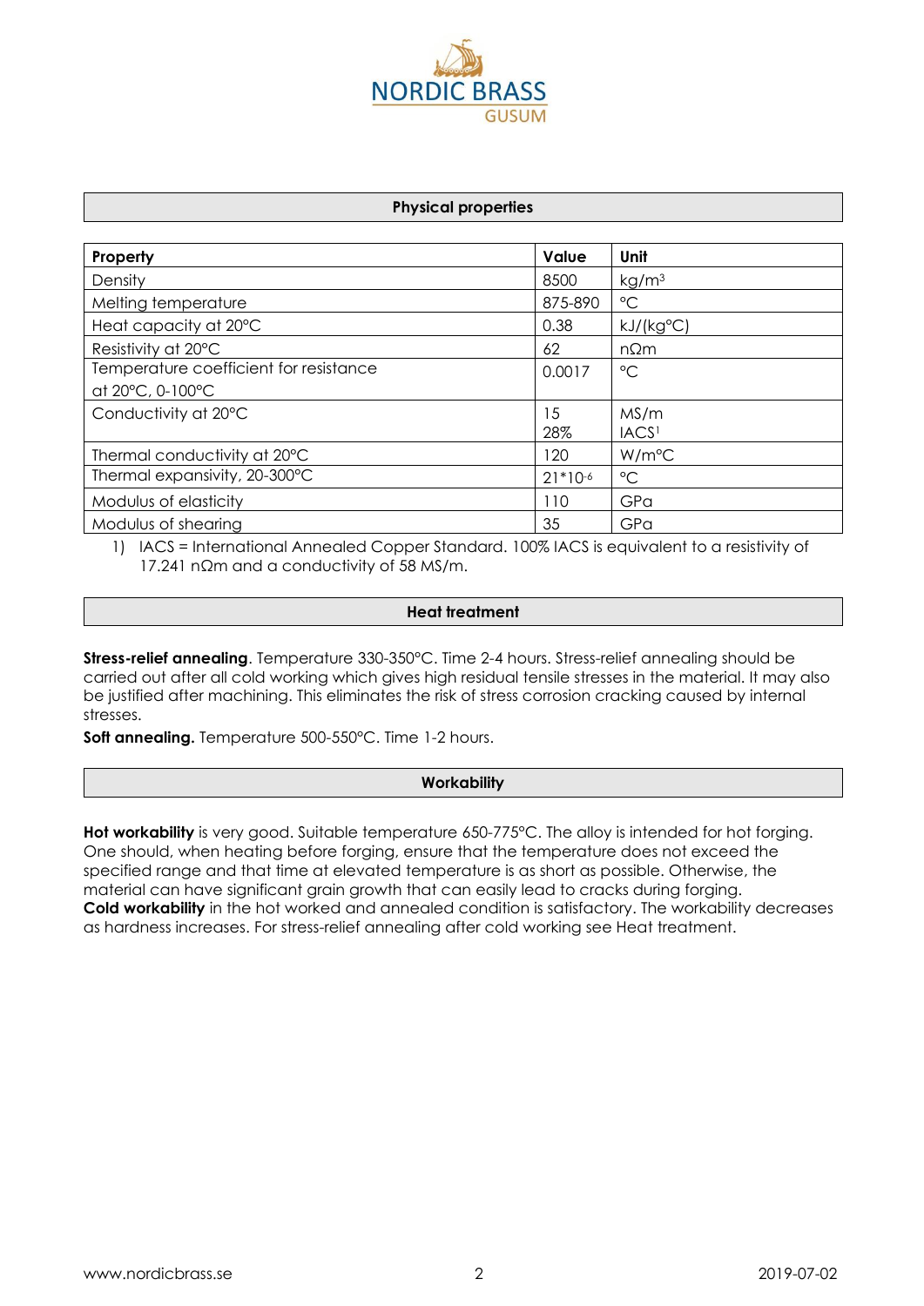## Physical properties

| Property | Value | Unit |
|---|---|---|
| Density | 8500 | $kg/m^3$ |
| Melting temperature | 875-890 | °C |
| Heat capacity at 20°C | 0.38 | kJ/(kg°C) |
| Resistivity at 20°C | 62 | nΩm |
| Temperature coefficient for resistance at 20°C, 0-100°C | 0.0017 | °C |
| Conductivity at 20°C | 15<br>28% | MS/m<br>IACS[1] |
| Thermal conductivity at 20°C | 120 | W/m°C |
| Thermal expansivity, 20-300°C | $21*10^{-6}$ | °C |
| Modulus of elasticity | 110 | GPa |
| Modulus of shearing | 35 | GPa |

1) IACS = International Annealed Copper Standard. 100% IACS is equivalent to a resistivity of 17.241 nΩm and a conductivity of 58 MS/m.

## Heat treatment

**Stress-relief annealing**. Temperature 330-350°C. Time 2-4 hours. Stress-relief annealing should be carried out after all cold working which gives high residual tensile stresses in the material. It may also be justified after machining. This eliminates the risk of stress corrosion cracking caused by internal stresses.

**Soft annealing.** Temperature 500-550°C. Time 1-2 hours.

## Workability

**Hot workability** is very good. Suitable temperature 650-775°C. The alloy is intended for hot forging. One should, when heating before forging, ensure that the temperature does not exceed the specified range and that time at elevated temperature is as short as possible. Otherwise, the material can have significant grain growth that can easily lead to cracks during forging.

**Cold workability** in the hot worked and annealed condition is satisfactory. The workability decreases as hardness increases. For stress-relief annealing after cold working see Heat treatment.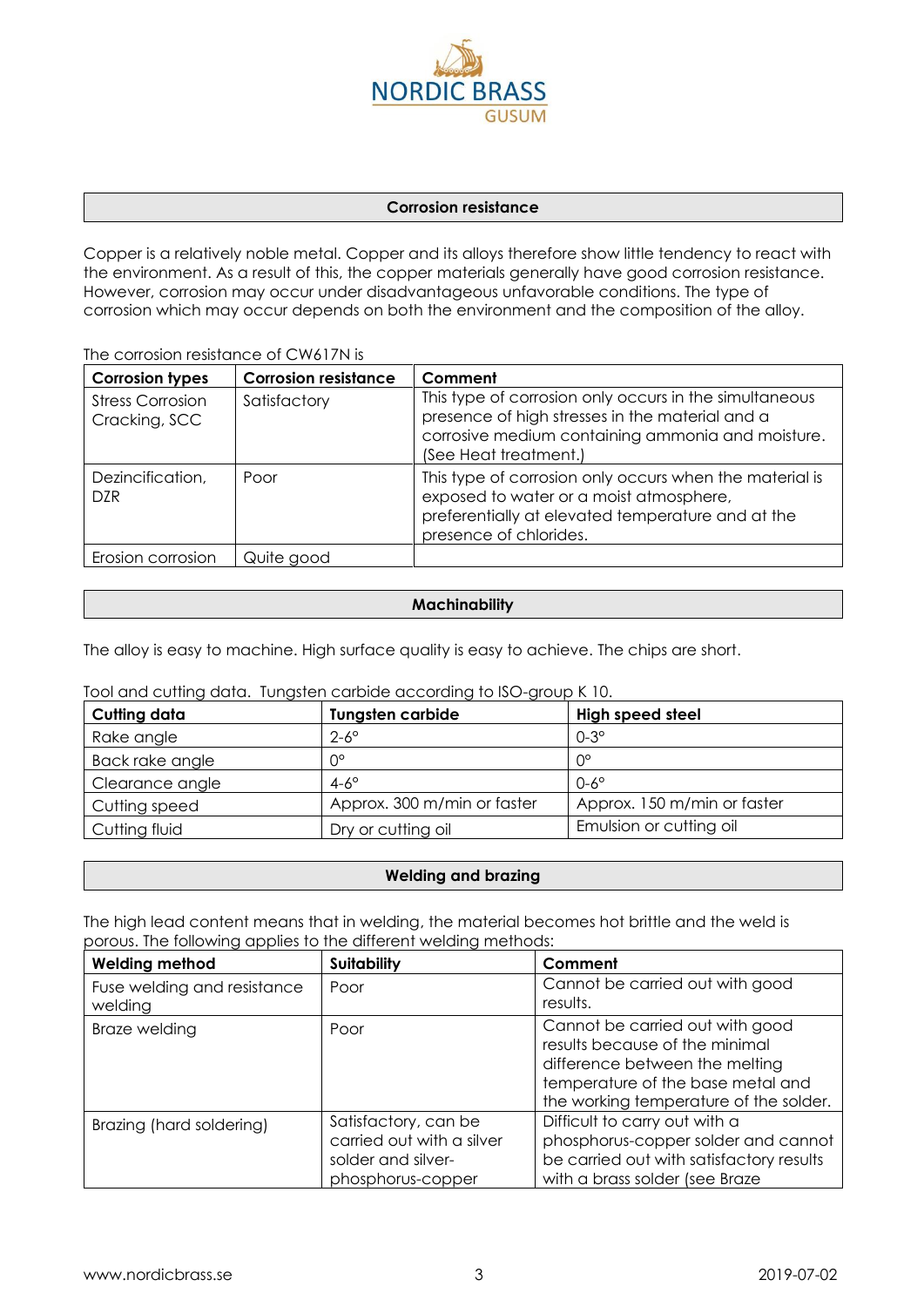## Corrosion resistance

Copper is a relatively noble metal. Copper and its alloys therefore show little tendency to react with the environment. As a result of this, the copper materials generally have good corrosion resistance. However, corrosion may occur under disadvantageous unfavorable conditions. The type of corrosion which may occur depends on both the environment and the composition of the alloy.

The corrosion resistance of CW617N is

| Corrosion types | Corrosion resistance | Comment |
|---|---|---|
| Stress Corrosion Cracking, SCC | Satisfactory | This type of corrosion only occurs in the simultaneous presence of high stresses in the material and a corrosive medium containing ammonia and moisture. (See Heat treatment.) |
| Dezincification, DZR | Poor | This type of corrosion only occurs when the material is exposed to water or a moist atmosphere, preferentially at elevated temperature and at the presence of chlorides. |
| Erosion corrosion | Quite good | |

## Machinability

The alloy is easy to machine. High surface quality is easy to achieve. The chips are short.

Tool and cutting data. Tungsten carbide according to ISO-group K 10.

| Cutting data | Tungsten carbide | High speed steel |
|---|---|---|
| Rake angle | 2-6° | 0-3° |
| Back rake angle | 0° | 0° |
| Clearance angle | 4-6° | 0-6° |
| Cutting speed | Approx. 300 m/min or faster | Approx. 150 m/min or faster |
| Cutting fluid | Dry or cutting oil | Emulsion or cutting oil |

## Welding and brazing

The high lead content means that in welding, the material becomes hot brittle and the weld is porous. The following applies to the different welding methods:

| Welding method | Suitability | Comment |
|---|---|---|
| Fuse welding and resistance welding | Poor | Cannot be carried out with good results. |
| Braze welding | Poor | Cannot be carried out with good results because of the minimal difference between the melting temperature of the base metal and the working temperature of the solder. |
| Brazing (hard soldering) | Satisfactory, can be carried out with a silver solder and silver-phosphorus-copper | Difficult to carry out with a phosphorus-copper solder and cannot be carried out with satisfactory results with a brass solder (see Braze |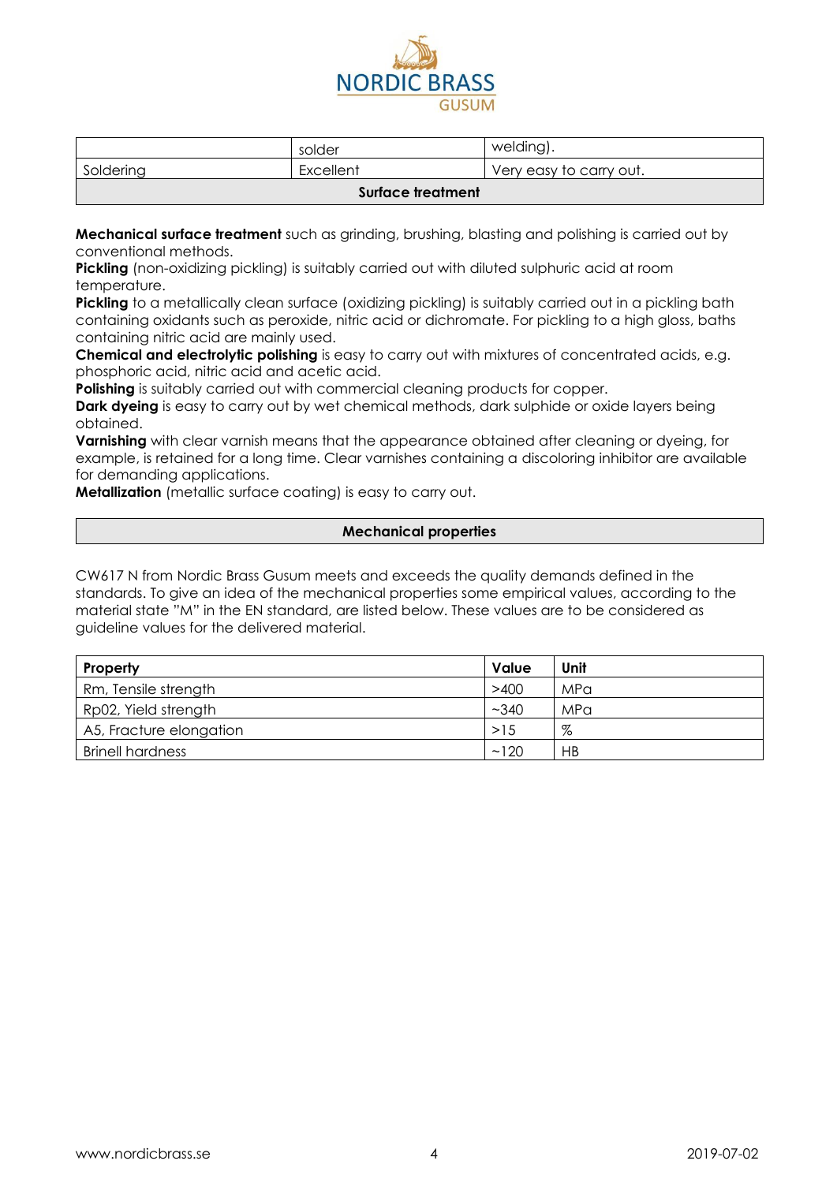| | | |
|---|---|---|
| | solder | welding). |
| Soldering | Excellent | Very easy to carry out. |
| **Surface treatment** | | |

**Mechanical surface treatment** such as grinding, brushing, blasting and polishing is carried out by conventional methods.
**Pickling** (non-oxidizing pickling) is suitably carried out with diluted sulphuric acid at room temperature.
**Pickling** to a metallically clean surface (oxidizing pickling) is suitably carried out in a pickling bath containing oxidants such as peroxide, nitric acid or dichromate. For pickling to a high gloss, baths containing nitric acid are mainly used.
**Chemical and electrolytic polishing** is easy to carry out with mixtures of concentrated acids, e.g. phosphoric acid, nitric acid and acetic acid.
**Polishing** is suitably carried out with commercial cleaning products for copper.
**Dark dyeing** is easy to carry out by wet chemical methods, dark sulphide or oxide layers being obtained.
**Varnishing** with clear varnish means that the appearance obtained after cleaning or dyeing, for example, is retained for a long time. Clear varnishes containing a discoloring inhibitor are available for demanding applications.
**Metallization** (metallic surface coating) is easy to carry out.

## Mechanical properties

CW617 N from Nordic Brass Gusum meets and exceeds the quality demands defined in the standards. To give an idea of the mechanical properties some empirical values, according to the material state "M" in the EN standard, are listed below. These values are to be considered as guideline values for the delivered material.

| Property | Value | Unit |
|---|---|---|
| Rm, Tensile strength | >400 | MPa |
| Rp02, Yield strength | ~340 | MPa |
| A5, Fracture elongation | >15 | % |
| Brinell hardness | ~120 | HB |